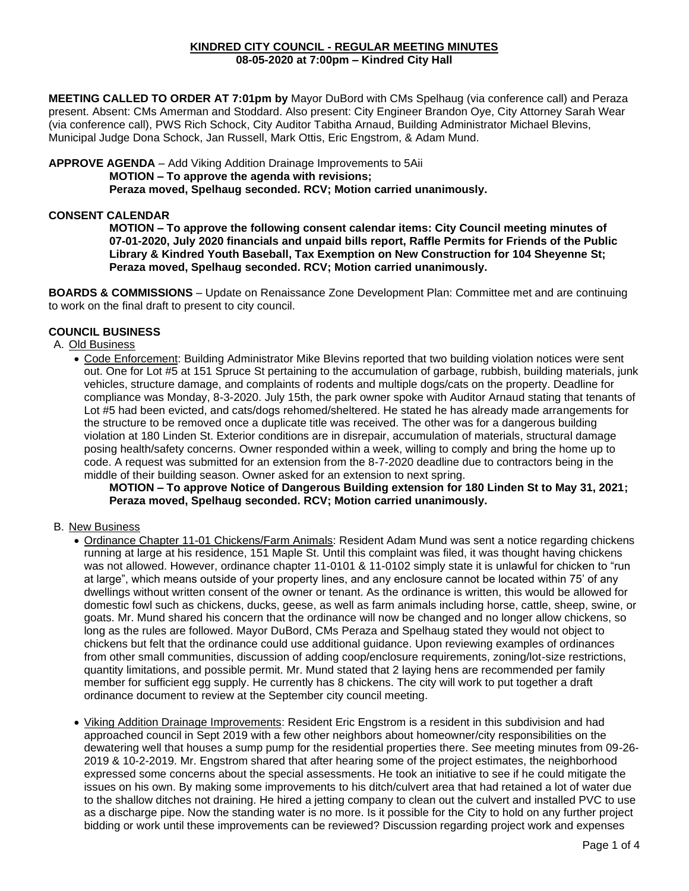# KINDRED CITY COUNCIL - REGULAR MEETING MINUTES

**08-05-2020 at 7:00pm – Kindred City Hall**

**MEETING CALLED TO ORDER AT 7:01pm by** Mayor DuBord with CMs Spelhaug (via conference call) and Peraza present. Absent: CMs Amerman and Stoddard. Also present: City Engineer Brandon Oye, City Attorney Sarah Wear (via conference call), PWS Rich Schock, City Auditor Tabitha Arnaud, Building Administrator Michael Blevins, Municipal Judge Dona Schock, Jan Russell, Mark Ottis, Eric Engstrom, & Adam Mund.

**APPROVE AGENDA** – Add Viking Addition Drainage Improvements to 5Aii

**MOTION – To approve the agenda with revisions;**
**Peraza moved, Spelhaug seconded. RCV; Motion carried unanimously.**

**CONSENT CALENDAR**

**MOTION – To approve the following consent calendar items: City Council meeting minutes of 07-01-2020, July 2020 financials and unpaid bills report, Raffle Permits for Friends of the Public Library & Kindred Youth Baseball, Tax Exemption on New Construction for 104 Sheyenne St; Peraza moved, Spelhaug seconded. RCV; Motion carried unanimously.**

**BOARDS & COMMISSIONS** – Update on Renaissance Zone Development Plan: Committee met and are continuing to work on the final draft to present to city council.

**COUNCIL BUSINESS**

A. Old Business

- Code Enforcement: Building Administrator Mike Blevins reported that two building violation notices were sent out. One for Lot #5 at 151 Spruce St pertaining to the accumulation of garbage, rubbish, building materials, junk vehicles, structure damage, and complaints of rodents and multiple dogs/cats on the property. Deadline for compliance was Monday, 8-3-2020. July 15th, the park owner spoke with Auditor Arnaud stating that tenants of Lot #5 had been evicted, and cats/dogs rehomed/sheltered. He stated he has already made arrangements for the structure to be removed once a duplicate title was received. The other was for a dangerous building violation at 180 Linden St. Exterior conditions are in disrepair, accumulation of materials, structural damage posing health/safety concerns. Owner responded within a week, willing to comply and bring the home up to code. A request was submitted for an extension from the 8-7-2020 deadline due to contractors being in the middle of their building season. Owner asked for an extension to next spring.

  **MOTION – To approve Notice of Dangerous Building extension for 180 Linden St to May 31, 2021; Peraza moved, Spelhaug seconded. RCV; Motion carried unanimously.**

B. New Business

- Ordinance Chapter 11-01 Chickens/Farm Animals: Resident Adam Mund was sent a notice regarding chickens running at large at his residence, 151 Maple St. Until this complaint was filed, it was thought having chickens was not allowed. However, ordinance chapter 11-0101 & 11-0102 simply state it is unlawful for chicken to "run at large", which means outside of your property lines, and any enclosure cannot be located within 75' of any dwellings without written consent of the owner or tenant. As the ordinance is written, this would be allowed for domestic fowl such as chickens, ducks, geese, as well as farm animals including horse, cattle, sheep, swine, or goats. Mr. Mund shared his concern that the ordinance will now be changed and no longer allow chickens, so long as the rules are followed. Mayor DuBord, CMs Peraza and Spelhaug stated they would not object to chickens but felt that the ordinance could use additional guidance. Upon reviewing examples of ordinances from other small communities, discussion of adding coop/enclosure requirements, zoning/lot-size restrictions, quantity limitations, and possible permit. Mr. Mund stated that 2 laying hens are recommended per family member for sufficient egg supply. He currently has 8 chickens. The city will work to put together a draft ordinance document to review at the September city council meeting.

- Viking Addition Drainage Improvements: Resident Eric Engstrom is a resident in this subdivision and had approached council in Sept 2019 with a few other neighbors about homeowner/city responsibilities on the dewatering well that houses a sump pump for the residential properties there. See meeting minutes from 09-26-2019 & 10-2-2019. Mr. Engstrom shared that after hearing some of the project estimates, the neighborhood expressed some concerns about the special assessments. He took an initiative to see if he could mitigate the issues on his own. By making some improvements to his ditch/culvert area that had retained a lot of water due to the shallow ditches not draining. He hired a jetting company to clean out the culvert and installed PVC to use as a discharge pipe. Now the standing water is no more. Is it possible for the City to hold on any further project bidding or work until these improvements can be reviewed? Discussion regarding project work and expenses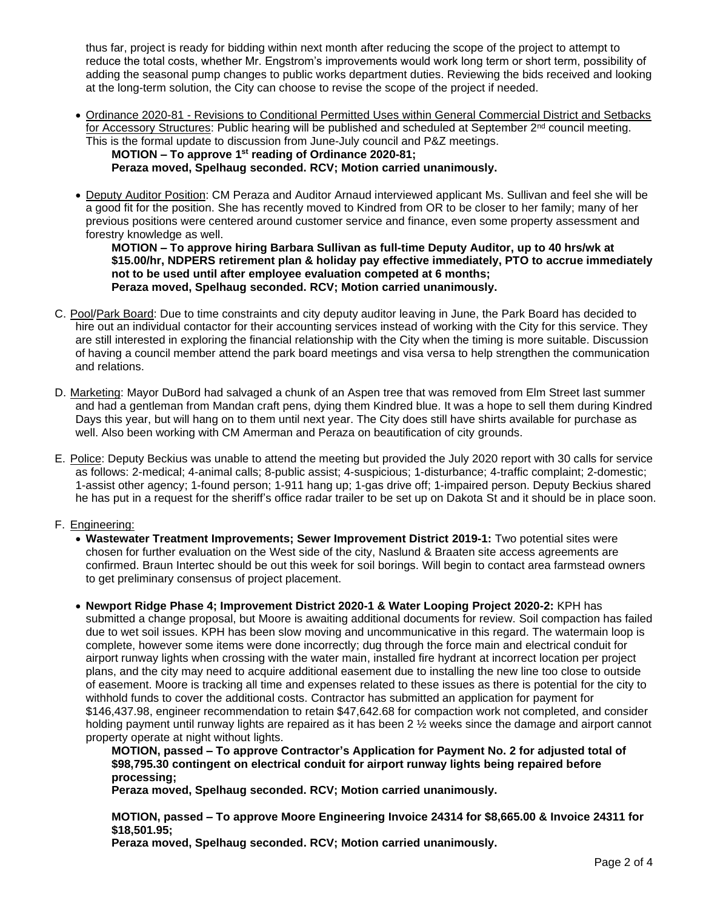thus far, project is ready for bidding within next month after reducing the scope of the project to attempt to reduce the total costs, whether Mr. Engstrom's improvements would work long term or short term, possibility of adding the seasonal pump changes to public works department duties. Reviewing the bids received and looking at the long-term solution, the City can choose to revise the scope of the project if needed.

- Ordinance 2020-81 - Revisions to Conditional Permitted Uses within General Commercial District and Setbacks for Accessory Structures: Public hearing will be published and scheduled at September 2nd council meeting. This is the formal update to discussion from June-July council and P&Z meetings.
  **MOTION – To approve 1st reading of Ordinance 2020-81;**
  **Peraza moved, Spelhaug seconded. RCV; Motion carried unanimously.**

- Deputy Auditor Position: CM Peraza and Auditor Arnaud interviewed applicant Ms. Sullivan and feel she will be a good fit for the position. She has recently moved to Kindred from OR to be closer to her family; many of her previous positions were centered around customer service and finance, even some property assessment and forestry knowledge as well.
  **MOTION – To approve hiring Barbara Sullivan as full-time Deputy Auditor, up to 40 hrs/wk at $15.00/hr, NDPERS retirement plan & holiday pay effective immediately, PTO to accrue immediately not to be used until after employee evaluation competed at 6 months;**
  **Peraza moved, Spelhaug seconded. RCV; Motion carried unanimously.**

C. Pool/Park Board: Due to time constraints and city deputy auditor leaving in June, the Park Board has decided to hire out an individual contactor for their accounting services instead of working with the City for this service. They are still interested in exploring the financial relationship with the City when the timing is more suitable. Discussion of having a council member attend the park board meetings and visa versa to help strengthen the communication and relations.

D. Marketing: Mayor DuBord had salvaged a chunk of an Aspen tree that was removed from Elm Street last summer and had a gentleman from Mandan craft pens, dying them Kindred blue. It was a hope to sell them during Kindred Days this year, but will hang on to them until next year. The City does still have shirts available for purchase as well. Also been working with CM Amerman and Peraza on beautification of city grounds.

E. Police: Deputy Beckius was unable to attend the meeting but provided the July 2020 report with 30 calls for service as follows: 2-medical; 4-animal calls; 8-public assist; 4-suspicious; 1-disturbance; 4-traffic complaint; 2-domestic; 1-assist other agency; 1-found person; 1-911 hang up; 1-gas drive off; 1-impaired person. Deputy Beckius shared he has put in a request for the sheriff's office radar trailer to be set up on Dakota St and it should be in place soon.

F. Engineering:

- **Wastewater Treatment Improvements; Sewer Improvement District 2019-1:** Two potential sites were chosen for further evaluation on the West side of the city, Naslund & Braaten site access agreements are confirmed. Braun Intertec should be out this week for soil borings. Will begin to contact area farmstead owners to get preliminary consensus of project placement.

- **Newport Ridge Phase 4; Improvement District 2020-1 & Water Looping Project 2020-2:** KPH has submitted a change proposal, but Moore is awaiting additional documents for review. Soil compaction has failed due to wet soil issues. KPH has been slow moving and uncommunicative in this regard. The watermain loop is complete, however some items were done incorrectly; dug through the force main and electrical conduit for airport runway lights when crossing with the water main, installed fire hydrant at incorrect location per project plans, and the city may need to acquire additional easement due to installing the new line too close to outside of easement. Moore is tracking all time and expenses related to these issues as there is potential for the city to withhold funds to cover the additional costs. Contractor has submitted an application for payment for $146,437.98, engineer recommendation to retain $47,642.68 for compaction work not completed, and consider holding payment until runway lights are repaired as it has been 2 ½ weeks since the damage and airport cannot property operate at night without lights.
  **MOTION, passed – To approve Contractor's Application for Payment No. 2 for adjusted total of $98,795.30 contingent on electrical conduit for airport runway lights being repaired before processing;**
  **Peraza moved, Spelhaug seconded. RCV; Motion carried unanimously.**

  **MOTION, passed – To approve Moore Engineering Invoice 24314 for $8,665.00 & Invoice 24311 for $18,501.95;**
  **Peraza moved, Spelhaug seconded. RCV; Motion carried unanimously.**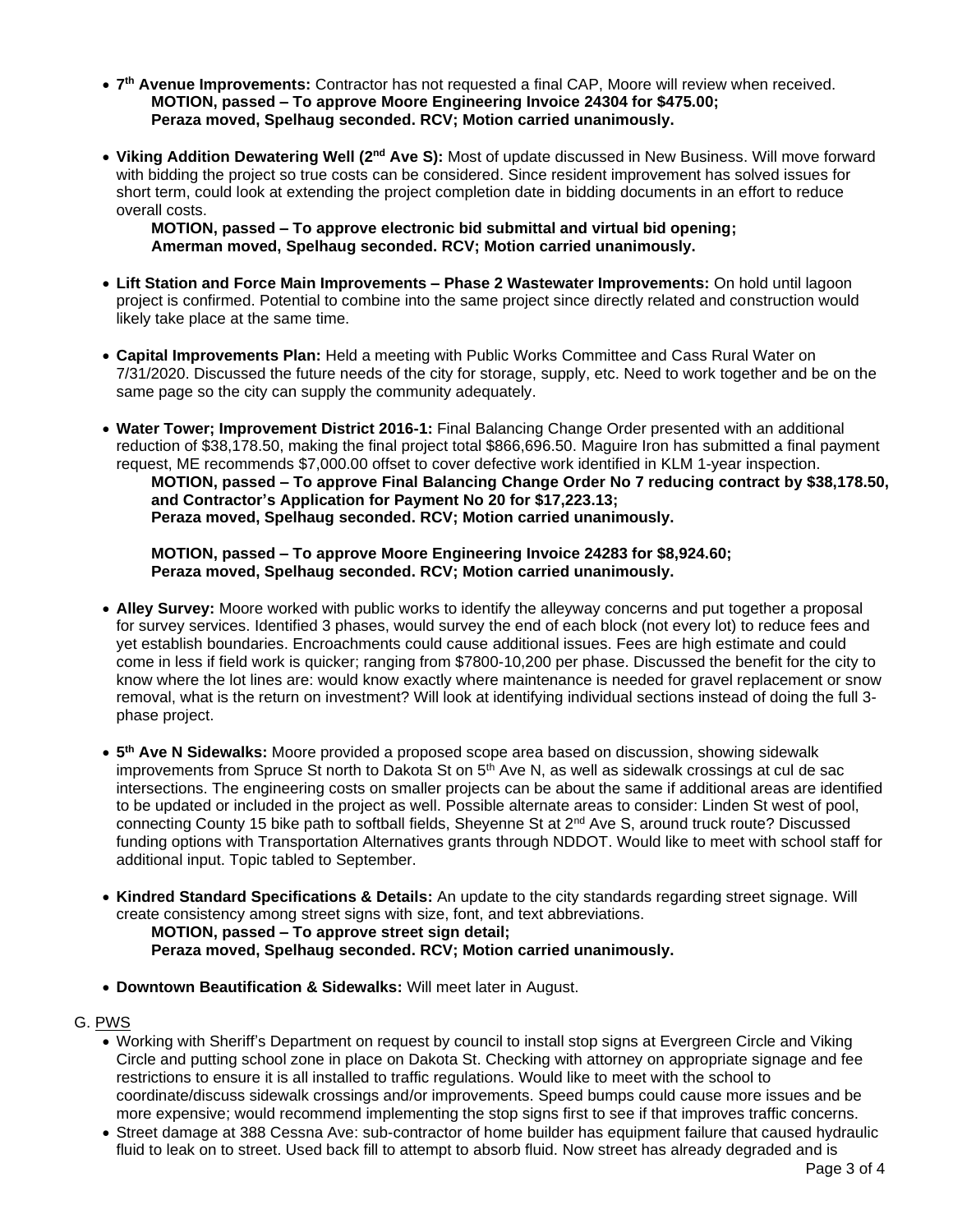- **7th Avenue Improvements:** Contractor has not requested a final CAP, Moore will review when received.
  **MOTION, passed – To approve Moore Engineering Invoice 24304 for $475.00;**
  **Peraza moved, Spelhaug seconded. RCV; Motion carried unanimously.**

- **Viking Addition Dewatering Well (2nd Ave S):** Most of update discussed in New Business. Will move forward with bidding the project so true costs can be considered. Since resident improvement has solved issues for short term, could look at extending the project completion date in bidding documents in an effort to reduce overall costs.
  **MOTION, passed – To approve electronic bid submittal and virtual bid opening;**
  **Amerman moved, Spelhaug seconded. RCV; Motion carried unanimously.**

- **Lift Station and Force Main Improvements – Phase 2 Wastewater Improvements:** On hold until lagoon project is confirmed. Potential to combine into the same project since directly related and construction would likely take place at the same time.

- **Capital Improvements Plan:** Held a meeting with Public Works Committee and Cass Rural Water on 7/31/2020. Discussed the future needs of the city for storage, supply, etc. Need to work together and be on the same page so the city can supply the community adequately.

- **Water Tower; Improvement District 2016-1:** Final Balancing Change Order presented with an additional reduction of $38,178.50, making the final project total $866,696.50. Maguire Iron has submitted a final payment request, ME recommends $7,000.00 offset to cover defective work identified in KLM 1-year inspection.
  **MOTION, passed – To approve Final Balancing Change Order No 7 reducing contract by $38,178.50, and Contractor's Application for Payment No 20 for $17,223.13;**
  **Peraza moved, Spelhaug seconded. RCV; Motion carried unanimously.**

  **MOTION, passed – To approve Moore Engineering Invoice 24283 for $8,924.60;**
  **Peraza moved, Spelhaug seconded. RCV; Motion carried unanimously.**

- **Alley Survey:** Moore worked with public works to identify the alleyway concerns and put together a proposal for survey services. Identified 3 phases, would survey the end of each block (not every lot) to reduce fees and yet establish boundaries. Encroachments could cause additional issues. Fees are high estimate and could come in less if field work is quicker; ranging from $7800-10,200 per phase. Discussed the benefit for the city to know where the lot lines are: would know exactly where maintenance is needed for gravel replacement or snow removal, what is the return on investment? Will look at identifying individual sections instead of doing the full 3-phase project.

- **5th Ave N Sidewalks:** Moore provided a proposed scope area based on discussion, showing sidewalk improvements from Spruce St north to Dakota St on 5th Ave N, as well as sidewalk crossings at cul de sac intersections. The engineering costs on smaller projects can be about the same if additional areas are identified to be updated or included in the project as well. Possible alternate areas to consider: Linden St west of pool, connecting County 15 bike path to softball fields, Sheyenne St at 2nd Ave S, around truck route? Discussed funding options with Transportation Alternatives grants through NDDOT. Would like to meet with school staff for additional input. Topic tabled to September.

- **Kindred Standard Specifications & Details:** An update to the city standards regarding street signage. Will create consistency among street signs with size, font, and text abbreviations.
  **MOTION, passed – To approve street sign detail;**
  **Peraza moved, Spelhaug seconded. RCV; Motion carried unanimously.**

- **Downtown Beautification & Sidewalks:** Will meet later in August.

G. PWS

- Working with Sheriff's Department on request by council to install stop signs at Evergreen Circle and Viking Circle and putting school zone in place on Dakota St. Checking with attorney on appropriate signage and fee restrictions to ensure it is all installed to traffic regulations. Would like to meet with the school to coordinate/discuss sidewalk crossings and/or improvements. Speed bumps could cause more issues and be more expensive; would recommend implementing the stop signs first to see if that improves traffic concerns.
- Street damage at 388 Cessna Ave: sub-contractor of home builder has equipment failure that caused hydraulic fluid to leak on to street. Used back fill to attempt to absorb fluid. Now street has already degraded and is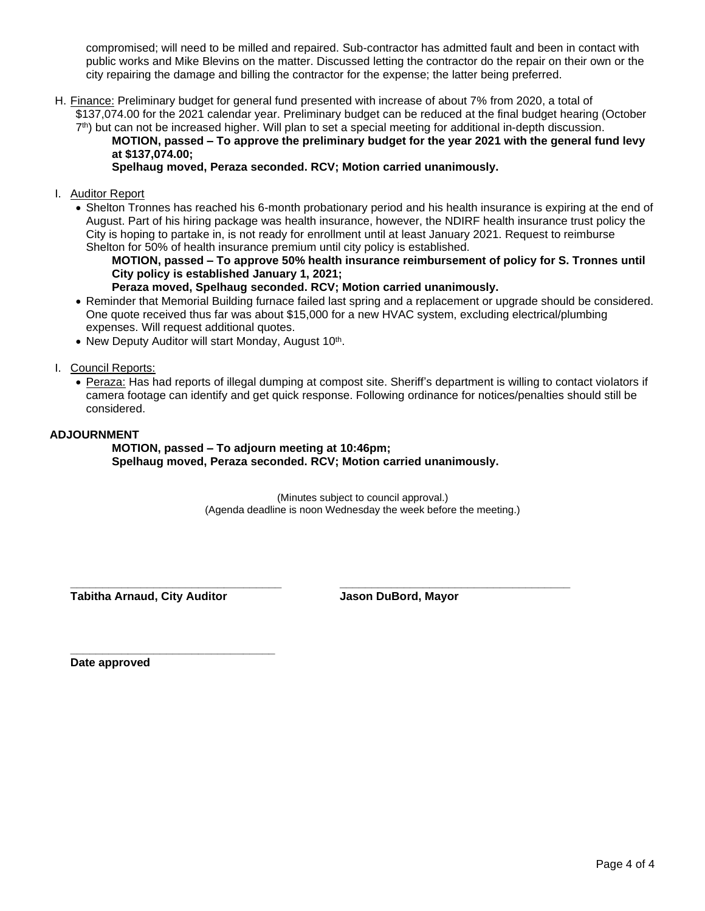compromised; will need to be milled and repaired. Sub-contractor has admitted fault and been in contact with public works and Mike Blevins on the matter. Discussed letting the contractor do the repair on their own or the city repairing the damage and billing the contractor for the expense; the latter being preferred.

H. Finance: Preliminary budget for general fund presented with increase of about 7% from 2020, a total of $137,074.00 for the 2021 calendar year. Preliminary budget can be reduced at the final budget hearing (October 7th) but can not be increased higher. Will plan to set a special meeting for additional in-depth discussion.

**MOTION, passed – To approve the preliminary budget for the year 2021 with the general fund levy at $137,074.00;**
**Spelhaug moved, Peraza seconded. RCV; Motion carried unanimously.**

I. Auditor Report

- Shelton Tronnes has reached his 6-month probationary period and his health insurance is expiring at the end of August. Part of his hiring package was health insurance, however, the NDIRF health insurance trust policy the City is hoping to partake in, is not ready for enrollment until at least January 2021. Request to reimburse Shelton for 50% of health insurance premium until city policy is established.

  **MOTION, passed – To approve 50% health insurance reimbursement of policy for S. Tronnes until City policy is established January 1, 2021;**
  **Peraza moved, Spelhaug seconded. RCV; Motion carried unanimously.**
- Reminder that Memorial Building furnace failed last spring and a replacement or upgrade should be considered. One quote received thus far was about $15,000 for a new HVAC system, excluding electrical/plumbing expenses. Will request additional quotes.
- New Deputy Auditor will start Monday, August 10th.

I. Council Reports:

- Peraza: Has had reports of illegal dumping at compost site. Sheriff's department is willing to contact violators if camera footage can identify and get quick response. Following ordinance for notices/penalties should still be considered.

**ADJOURNMENT**

**MOTION, passed – To adjourn meeting at 10:46pm;**
**Spelhaug moved, Peraza seconded. RCV; Motion carried unanimously.**

(Minutes subject to council approval.)
(Agenda deadline is noon Wednesday the week before the meeting.)

\_\_\_\_\_\_\_\_\_\_\_\_\_\_\_\_\_\_\_\_\_\_\_\_\_\_\_\_\_\_\_\_ \_\_\_\_\_\_\_\_\_\_\_\_\_\_\_\_\_\_\_\_\_\_\_\_\_\_\_\_\_\_\_\_\_\_\_\_

**Tabitha Arnaud, City Auditor** **Jason DuBord, Mayor**

\_\_\_\_\_\_\_\_\_\_\_\_\_\_\_\_\_\_\_\_\_\_\_\_\_\_\_\_\_\_\_\_

**Date approved**